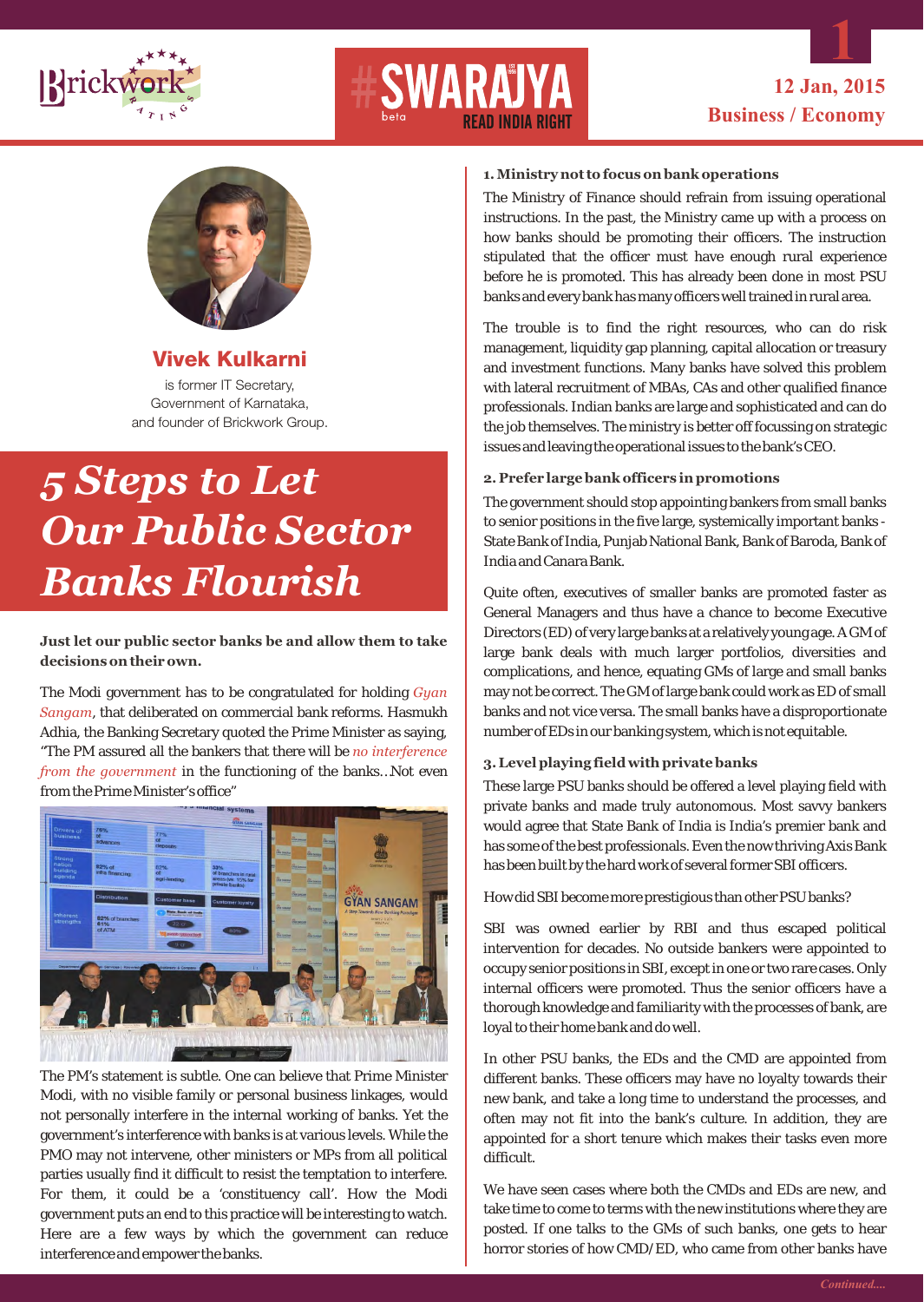12 Jan, 2015
Business / Economy

**Vivek Kulkarni**

is former IT Secretary, Government of Karnataka, and founder of Brickwork Group.

# *5 Steps to Let Our Public Sector Banks Flourish*

**Just let our public sector banks be and allow them to take decisions on their own.**

The Modi government has to be congratulated for holding *Gyan Sangam*, that deliberated on commercial bank reforms. Hasmukh Adhia, the Banking Secretary quoted the Prime Minister as saying, "The PM assured all the bankers that there will be *no interference from the government* in the functioning of the banks...Not even from the Prime Minister's office"

The PM's statement is subtle. One can believe that Prime Minister Modi, with no visible family or personal business linkages, would not personally interfere in the internal working of banks. Yet the government's interference with banks is at various levels. While the PMO may not intervene, other ministers or MPs from all political parties usually find it difficult to resist the temptation to interfere. For them, it could be a 'constituency call'. How the Modi government puts an end to this practice will be interesting to watch. Here are a few ways by which the government can reduce interference and empower the banks.

### 1. Ministry not to focus on bank operations

The Ministry of Finance should refrain from issuing operational instructions. In the past, the Ministry came up with a process on how banks should be promoting their officers. The instruction stipulated that the officer must have enough rural experience before he is promoted. This has already been done in most PSU banks and every bank has many officers well trained in rural area.

The trouble is to find the right resources, who can do risk management, liquidity gap planning, capital allocation or treasury and investment functions. Many banks have solved this problem with lateral recruitment of MBAs, CAs and other qualified finance professionals. Indian banks are large and sophisticated and can do the job themselves. The ministry is better off focussing on strategic issues and leaving the operational issues to the bank's CEO.

### 2. Prefer large bank officers in promotions

The government should stop appointing bankers from small banks to senior positions in the five large, systemically important banks - State Bank of India, Punjab National Bank, Bank of Baroda, Bank of India and Canara Bank.

Quite often, executives of smaller banks are promoted faster as General Managers and thus have a chance to become Executive Directors (ED) of very large banks at a relatively young age. A GM of large bank deals with much larger portfolios, diversities and complications, and hence, equating GMs of large and small banks may not be correct. The GM of large bank could work as ED of small banks and not vice versa. The small banks have a disproportionate number of EDs in our banking system, which is not equitable.

### 3. Level playing field with private banks

These large PSU banks should be offered a level playing field with private banks and made truly autonomous. Most savvy bankers would agree that State Bank of India is India's premier bank and has some of the best professionals. Even the now thriving Axis Bank has been built by the hard work of several former SBI officers.

How did SBI become more prestigious than other PSU banks?

SBI was owned earlier by RBI and thus escaped political intervention for decades. No outside bankers were appointed to occupy senior positions in SBI, except in one or two rare cases. Only internal officers were promoted. Thus the senior officers have a thorough knowledge and familiarity with the processes of bank, are loyal to their home bank and do well.

In other PSU banks, the EDs and the CMD are appointed from different banks. These officers may have no loyalty towards their new bank, and take a long time to understand the processes, and often may not fit into the bank's culture. In addition, they are appointed for a short tenure which makes their tasks even more difficult.

We have seen cases where both the CMDs and EDs are new, and take time to come to terms with the new institutions where they are posted. If one talks to the GMs of such banks, one gets to hear horror stories of how CMD/ED, who came from other banks have

*Continued....*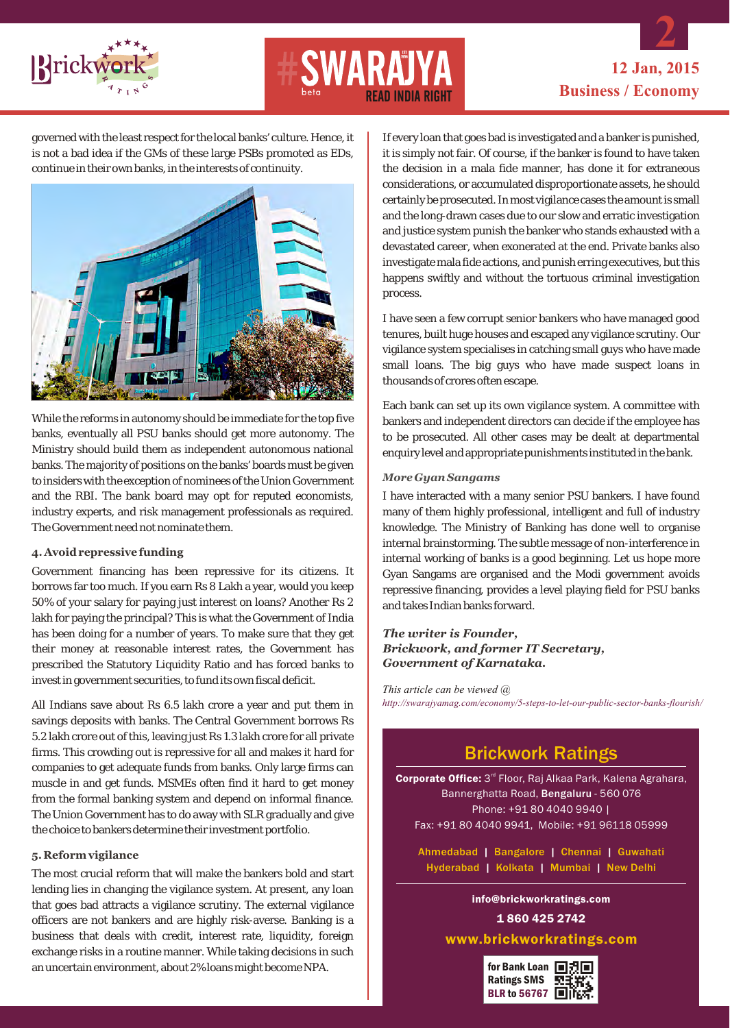governed with the least respect for the local banks' culture. Hence, it is not a bad idea if the GMs of these large PSBs promoted as EDs, continue in their own banks, in the interests of continuity.

While the reforms in autonomy should be immediate for the top five banks, eventually all PSU banks should get more autonomy. The Ministry should build them as independent autonomous national banks. The majority of positions on the banks' boards must be given to insiders with the exception of nominees of the Union Government and the RBI. The bank board may opt for reputed economists, industry experts, and risk management professionals as required. The Government need not nominate them.

#### 4. Avoid repressive funding

Government financing has been repressive for its citizens. It borrows far too much. If you earn Rs 8 Lakh a year, would you keep 50% of your salary for paying just interest on loans? Another Rs 2 lakh for paying the principal? This is what the Government of India has been doing for a number of years. To make sure that they get their money at reasonable interest rates, the Government has prescribed the Statutory Liquidity Ratio and has forced banks to invest in government securities, to fund its own fiscal deficit.

All Indians save about Rs 6.5 lakh crore a year and put them in savings deposits with banks. The Central Government borrows Rs 5.2 lakh crore out of this, leaving just Rs 1.3 lakh crore for all private firms. This crowding out is repressive for all and makes it hard for companies to get adequate funds from banks. Only large firms can muscle in and get funds. MSMEs often find it hard to get money from the formal banking system and depend on informal finance. The Union Government has to do away with SLR gradually and give the choice to bankers determine their investment portfolio.

#### 5. Reform vigilance

The most crucial reform that will make the bankers bold and start lending lies in changing the vigilance system. At present, any loan that goes bad attracts a vigilance scrutiny. The external vigilance officers are not bankers and are highly risk-averse. Banking is a business that deals with credit, interest rate, liquidity, foreign exchange risks in a routine manner. While taking decisions in such an uncertain environment, about 2% loans might become NPA.

If every loan that goes bad is investigated and a banker is punished, it is simply not fair. Of course, if the banker is found to have taken the decision in a mala fide manner, has done it for extraneous considerations, or accumulated disproportionate assets, he should certainly be prosecuted. In most vigilance cases the amount is small and the long-drawn cases due to our slow and erratic investigation and justice system punish the banker who stands exhausted with a devastated career, when exonerated at the end. Private banks also investigate mala fide actions, and punish erring executives, but this happens swiftly and without the tortuous criminal investigation process.

I have seen a few corrupt senior bankers who have managed good tenures, built huge houses and escaped any vigilance scrutiny. Our vigilance system specialises in catching small guys who have made small loans. The big guys who have made suspect loans in thousands of crores often escape.

Each bank can set up its own vigilance system. A committee with bankers and independent directors can decide if the employee has to be prosecuted. All other cases may be dealt at departmental enquiry level and appropriate punishments instituted in the bank.

#### *More Gyan Sangams*

I have interacted with a many senior PSU bankers. I have found many of them highly professional, intelligent and full of industry knowledge. The Ministry of Banking has done well to organise internal brainstorming. The subtle message of non-interference in internal working of banks is a good beginning. Let us hope more Gyan Sangams are organised and the Modi government avoids repressive financing, provides a level playing field for PSU banks and takes Indian banks forward.

***The writer is Founder, Brickwork, and former IT Secretary, Government of Karnataka.***

*This article can be viewed @ http://swarajyamag.com/economy/5-steps-to-let-our-public-sector-banks-flourish/*

## Brickwork Ratings

**Corporate Office:** 3rd Floor, Raj Alkaa Park, Kalena Agrahara, Bannerghatta Road, **Bengaluru** - 560 076
Phone: +91 80 4040 9940 |
Fax: +91 80 4040 9941, Mobile: +91 96118 05999

Ahmedabad | Bangalore | Chennai | Guwahati
Hyderabad | Kolkata | Mumbai | New Delhi

info@brickworkratings.com
1 860 425 2742
www.brickworkratings.com

for Bank Loan Ratings SMS BLR to 56767